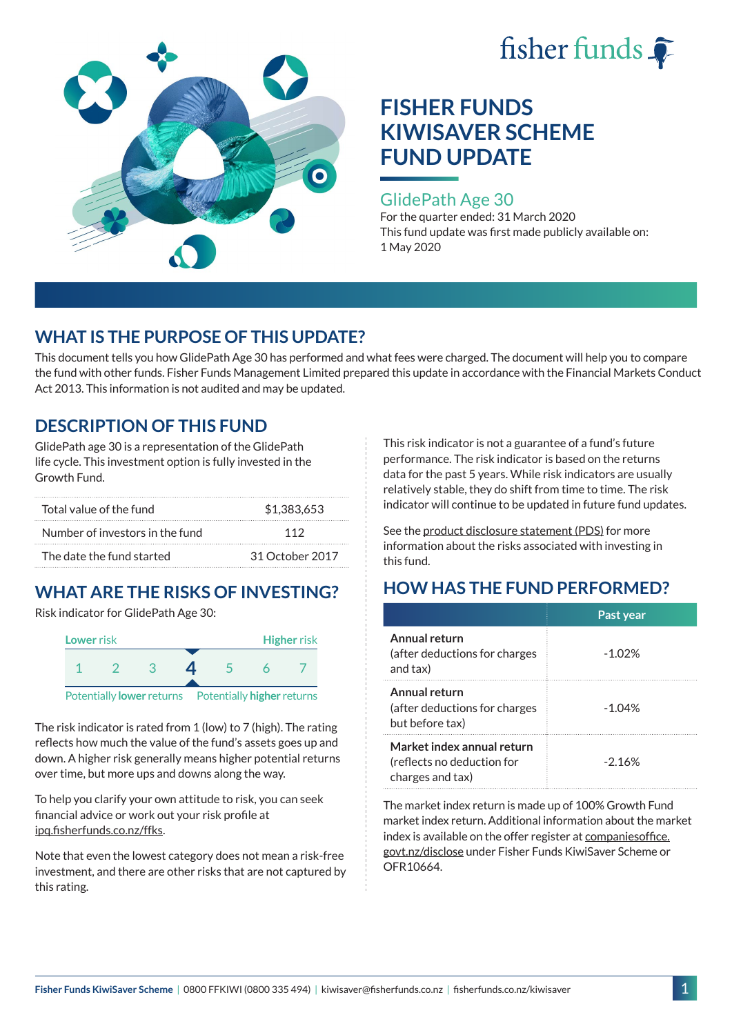fisher funds

# FISHER FUNDS KIWISAVER SCHEME FUND UPDATE

## GlidePath Age 30

For the quarter ended: 31 March 2020

This fund update was first made publicly available on: 1 May 2020

## WHAT IS THE PURPOSE OF THIS UPDATE?

This document tells you how GlidePath Age 30 has performed and what fees were charged. The document will help you to compare the fund with other funds. Fisher Funds Management Limited prepared this update in accordance with the Financial Markets Conduct Act 2013. This information is not audited and may be updated.

## DESCRIPTION OF THIS FUND

GlidePath age 30 is a representation of the GlidePath life cycle. This investment option is fully invested in the Growth Fund.

| | |
|---|---|
| Total value of the fund | $1,383,653 |
| Number of investors in the fund | 112 |
| The date the fund started | 31 October 2017 |

## WHAT ARE THE RISKS OF INVESTING?

Risk indicator for GlidePath Age 30:

Lower risk — Higher risk

1 2 3 **4** 5 6 7

Potentially **lower** returns — Potentially **higher** returns

The risk indicator is rated from 1 (low) to 7 (high). The rating reflects how much the value of the fund's assets goes up and down. A higher risk generally means higher potential returns over time, but more ups and downs along the way.

To help you clarify your own attitude to risk, you can seek financial advice or work out your risk profile at ipq.fisherfunds.co.nz/ffks.

Note that even the lowest category does not mean a risk-free investment, and there are other risks that are not captured by this rating.

This risk indicator is not a guarantee of a fund's future performance. The risk indicator is based on the returns data for the past 5 years. While risk indicators are usually relatively stable, they do shift from time to time. The risk indicator will continue to be updated in future fund updates.

See the product disclosure statement (PDS) for more information about the risks associated with investing in this fund.

## HOW HAS THE FUND PERFORMED?

| | Past year |
|---|---|
| **Annual return** (after deductions for charges and tax) | -1.02% |
| **Annual return** (after deductions for charges but before tax) | -1.04% |
| **Market index annual return** (reflects no deduction for charges and tax) | -2.16% |

The market index return is made up of 100% Growth Fund market index return. Additional information about the market index is available on the offer register at companiesoffice.govt.nz/disclose under Fisher Funds KiwiSaver Scheme or OFR10664.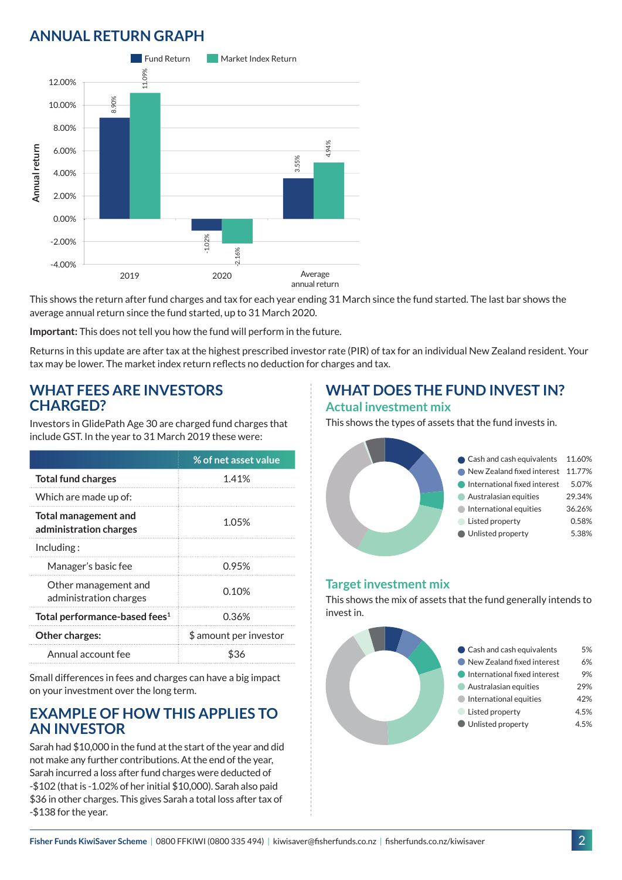## ANNUAL RETURN GRAPH

Fund Return
Market Index Return

Annual return

12.00%
10.00%
8.00%
6.00%
4.00%
2.00%
0.00%
-2.00%
-4.00%

8.90%
11.09%
-1.02%
-2.16%
3.55%
4.94%

2019
2020
Average annual return

This shows the return after fund charges and tax for each year ending 31 March since the fund started. The last bar shows the average annual return since the fund started, up to 31 March 2020.

**Important:** This does not tell you how the fund will perform in the future.

Returns in this update are after tax at the highest prescribed investor rate (PIR) of tax for an individual New Zealand resident. Your tax may be lower. The market index return reflects no deduction for charges and tax.

## WHAT FEES ARE INVESTORS CHARGED?

Investors in GlidePath Age 30 are charged fund charges that include GST. In the year to 31 March 2019 these were:

| | % of net asset value |
|---|---|
| **Total fund charges** | 1.41% |
| Which are made up of: | |
| **Total management and administration charges** | 1.05% |
| Including : | |
| Manager's basic fee | 0.95% |
| Other management and administration charges | 0.10% |
| **Total performance-based fees**[1] | 0.36% |
| **Other charges:** | $ amount per investor |
| Annual account fee | $36 |

Small differences in fees and charges can have a big impact on your investment over the long term.

## EXAMPLE OF HOW THIS APPLIES TO AN INVESTOR

Sarah had $10,000 in the fund at the start of the year and did not make any further contributions. At the end of the year, Sarah incurred a loss after fund charges were deducted of -$102 (that is -1.02% of her initial $10,000). Sarah also paid $36 in other charges. This gives Sarah a total loss after tax of -$138 for the year.

## WHAT DOES THE FUND INVEST IN?

### Actual investment mix

This shows the types of assets that the fund invests in.

Cash and cash equivalents 11.60%
New Zealand fixed interest 11.77%
International fixed interest 5.07%
Australasian equities 29.34%
International equities 36.26%
Listed property 0.58%
Unlisted property 5.38%

### Target investment mix

This shows the mix of assets that the fund generally intends to invest in.

Cash and cash equivalents 5%
New Zealand fixed interest 6%
International fixed interest 9%
Australasian equities 29%
International equities 42%
Listed property 4.5%
Unlisted property 4.5%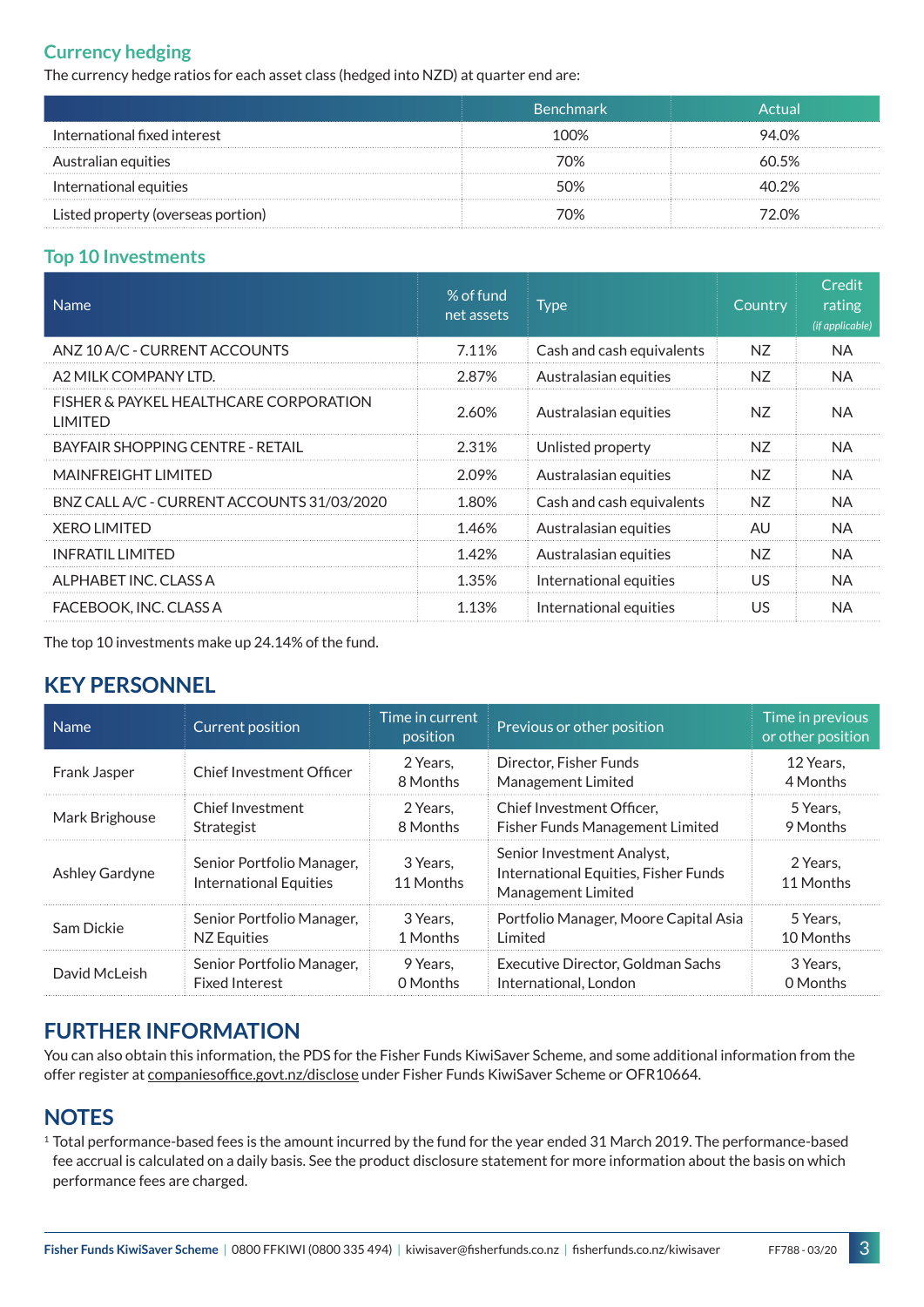## Currency hedging

The currency hedge ratios for each asset class (hedged into NZD) at quarter end are:

| | Benchmark | Actual |
|---|---|---|
| International fixed interest | 100% | 94.0% |
| Australian equities | 70% | 60.5% |
| International equities | 50% | 40.2% |
| Listed property (overseas portion) | 70% | 72.0% |

## Top 10 Investments

| Name | % of fund net assets | Type | Country | Credit rating *(if applicable)* |
|---|---|---|---|---|
| ANZ 10 A/C - CURRENT ACCOUNTS | 7.11% | Cash and cash equivalents | NZ | NA |
| A2 MILK COMPANY LTD. | 2.87% | Australasian equities | NZ | NA |
| FISHER & PAYKEL HEALTHCARE CORPORATION LIMITED | 2.60% | Australasian equities | NZ | NA |
| BAYFAIR SHOPPING CENTRE - RETAIL | 2.31% | Unlisted property | NZ | NA |
| MAINFREIGHT LIMITED | 2.09% | Australasian equities | NZ | NA |
| BNZ CALL A/C - CURRENT ACCOUNTS 31/03/2020 | 1.80% | Cash and cash equivalents | NZ | NA |
| XERO LIMITED | 1.46% | Australasian equities | AU | NA |
| INFRATIL LIMITED | 1.42% | Australasian equities | NZ | NA |
| ALPHABET INC. CLASS A | 1.35% | International equities | US | NA |
| FACEBOOK, INC. CLASS A | 1.13% | International equities | US | NA |

The top 10 investments make up 24.14% of the fund.

# KEY PERSONNEL

| Name | Current position | Time in current position | Previous or other position | Time in previous or other position |
|---|---|---|---|---|
| Frank Jasper | Chief Investment Officer | 2 Years, 8 Months | Director, Fisher Funds Management Limited | 12 Years, 4 Months |
| Mark Brighouse | Chief Investment Strategist | 2 Years, 8 Months | Chief Investment Officer, Fisher Funds Management Limited | 5 Years, 9 Months |
| Ashley Gardyne | Senior Portfolio Manager, International Equities | 3 Years, 11 Months | Senior Investment Analyst, International Equities, Fisher Funds Management Limited | 2 Years, 11 Months |
| Sam Dickie | Senior Portfolio Manager, NZ Equities | 3 Years, 1 Months | Portfolio Manager, Moore Capital Asia Limited | 5 Years, 10 Months |
| David McLeish | Senior Portfolio Manager, Fixed Interest | 9 Years, 0 Months | Executive Director, Goldman Sachs International, London | 3 Years, 0 Months |

# FURTHER INFORMATION

You can also obtain this information, the PDS for the Fisher Funds KiwiSaver Scheme, and some additional information from the offer register at companiesoffice.govt.nz/disclose under Fisher Funds KiwiSaver Scheme or OFR10664.

# NOTES

[1] Total performance-based fees is the amount incurred by the fund for the year ended 31 March 2019. The performance-based fee accrual is calculated on a daily basis. See the product disclosure statement for more information about the basis on which performance fees are charged.

Fisher Funds KiwiSaver Scheme | 0800 FFKIWI (0800 335 494) | kiwisaver@fisherfunds.co.nz | fisherfunds.co.nz/kiwisaver FF788 - 03/20